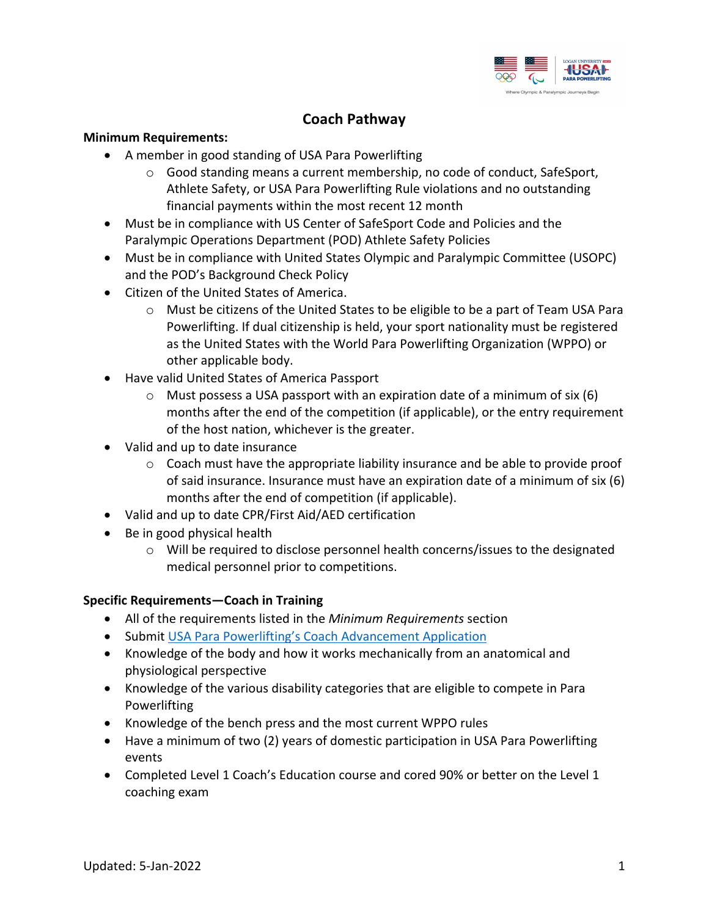# Coach Pathway

**Minimum Requirements:**

- A member in good standing of USA Para Powerlifting
  - Good standing means a current membership, no code of conduct, SafeSport, Athlete Safety, or USA Para Powerlifting Rule violations and no outstanding financial payments within the most recent 12 month
- Must be in compliance with US Center of SafeSport Code and Policies and the Paralympic Operations Department (POD) Athlete Safety Policies
- Must be in compliance with United States Olympic and Paralympic Committee (USOPC) and the POD's Background Check Policy
- Citizen of the United States of America.
  - Must be citizens of the United States to be eligible to be a part of Team USA Para Powerlifting. If dual citizenship is held, your sport nationality must be registered as the United States with the World Para Powerlifting Organization (WPPO) or other applicable body.
- Have valid United States of America Passport
  - Must possess a USA passport with an expiration date of a minimum of six (6) months after the end of the competition (if applicable), or the entry requirement of the host nation, whichever is the greater.
- Valid and up to date insurance
  - Coach must have the appropriate liability insurance and be able to provide proof of said insurance. Insurance must have an expiration date of a minimum of six (6) months after the end of competition (if applicable).
- Valid and up to date CPR/First Aid/AED certification
- Be in good physical health
  - Will be required to disclose personnel health concerns/issues to the designated medical personnel prior to competitions.

**Specific Requirements—Coach in Training**

- All of the requirements listed in the *Minimum Requirements* section
- Submit [USA Para Powerlifting's Coach Advancement Application]
- Knowledge of the body and how it works mechanically from an anatomical and physiological perspective
- Knowledge of the various disability categories that are eligible to compete in Para Powerlifting
- Knowledge of the bench press and the most current WPPO rules
- Have a minimum of two (2) years of domestic participation in USA Para Powerlifting events
- Completed Level 1 Coach's Education course and cored 90% or better on the Level 1 coaching exam

Updated: 5-Jan-2022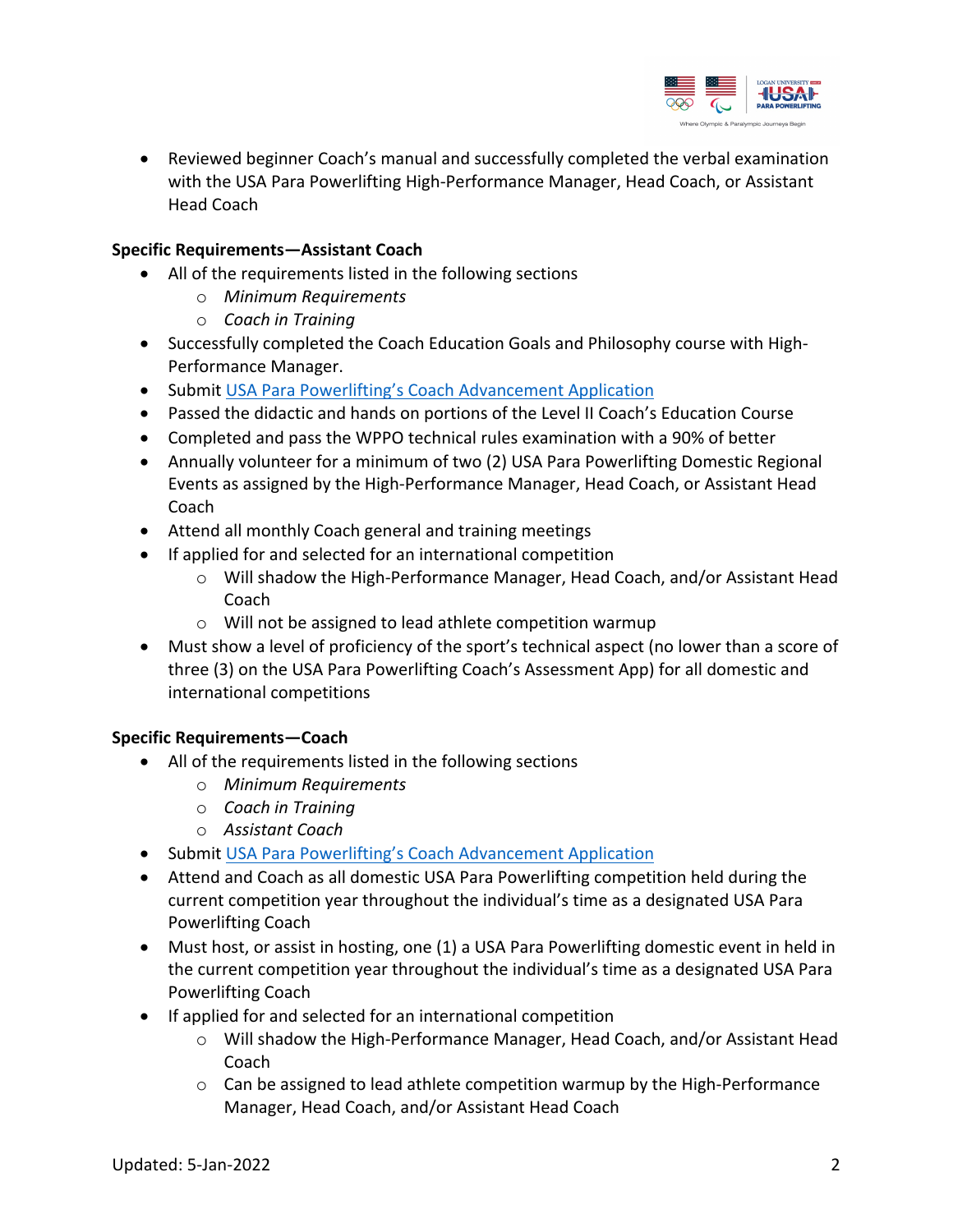- Reviewed beginner Coach's manual and successfully completed the verbal examination with the USA Para Powerlifting High-Performance Manager, Head Coach, or Assistant Head Coach

**Specific Requirements—Assistant Coach**

- All of the requirements listed in the following sections
  - *Minimum Requirements*
  - *Coach in Training*
- Successfully completed the Coach Education Goals and Philosophy course with High-Performance Manager.
- Submit USA Para Powerlifting's Coach Advancement Application
- Passed the didactic and hands on portions of the Level II Coach's Education Course
- Completed and pass the WPPO technical rules examination with a 90% of better
- Annually volunteer for a minimum of two (2) USA Para Powerlifting Domestic Regional Events as assigned by the High-Performance Manager, Head Coach, or Assistant Head Coach
- Attend all monthly Coach general and training meetings
- If applied for and selected for an international competition
  - Will shadow the High-Performance Manager, Head Coach, and/or Assistant Head Coach
  - Will not be assigned to lead athlete competition warmup
- Must show a level of proficiency of the sport's technical aspect (no lower than a score of three (3) on the USA Para Powerlifting Coach's Assessment App) for all domestic and international competitions

**Specific Requirements—Coach**

- All of the requirements listed in the following sections
  - *Minimum Requirements*
  - *Coach in Training*
  - *Assistant Coach*
- Submit USA Para Powerlifting's Coach Advancement Application
- Attend and Coach as all domestic USA Para Powerlifting competition held during the current competition year throughout the individual's time as a designated USA Para Powerlifting Coach
- Must host, or assist in hosting, one (1) a USA Para Powerlifting domestic event in held in the current competition year throughout the individual's time as a designated USA Para Powerlifting Coach
- If applied for and selected for an international competition
  - Will shadow the High-Performance Manager, Head Coach, and/or Assistant Head Coach
  - Can be assigned to lead athlete competition warmup by the High-Performance Manager, Head Coach, and/or Assistant Head Coach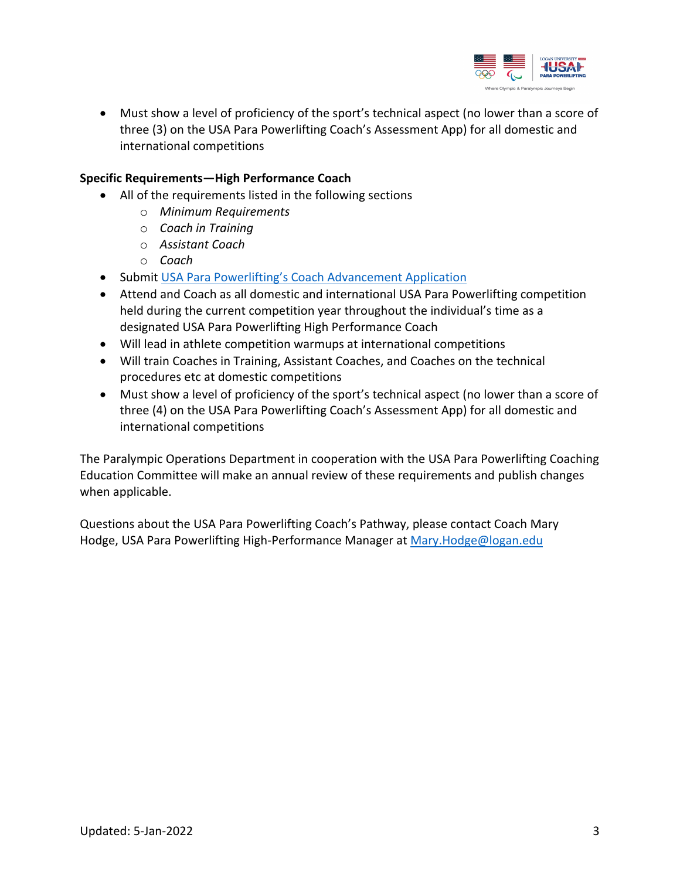- Must show a level of proficiency of the sport's technical aspect (no lower than a score of three (3) on the USA Para Powerlifting Coach's Assessment App) for all domestic and international competitions

**Specific Requirements—High Performance Coach**

- All of the requirements listed in the following sections
  - *Minimum Requirements*
  - *Coach in Training*
  - *Assistant Coach*
  - *Coach*
- Submit USA Para Powerlifting's Coach Advancement Application
- Attend and Coach as all domestic and international USA Para Powerlifting competition held during the current competition year throughout the individual's time as a designated USA Para Powerlifting High Performance Coach
- Will lead in athlete competition warmups at international competitions
- Will train Coaches in Training, Assistant Coaches, and Coaches on the technical procedures etc at domestic competitions
- Must show a level of proficiency of the sport's technical aspect (no lower than a score of three (4) on the USA Para Powerlifting Coach's Assessment App) for all domestic and international competitions

The Paralympic Operations Department in cooperation with the USA Para Powerlifting Coaching Education Committee will make an annual review of these requirements and publish changes when applicable.

Questions about the USA Para Powerlifting Coach's Pathway, please contact Coach Mary Hodge, USA Para Powerlifting High-Performance Manager at Mary.Hodge@logan.edu

Updated: 5-Jan-2022